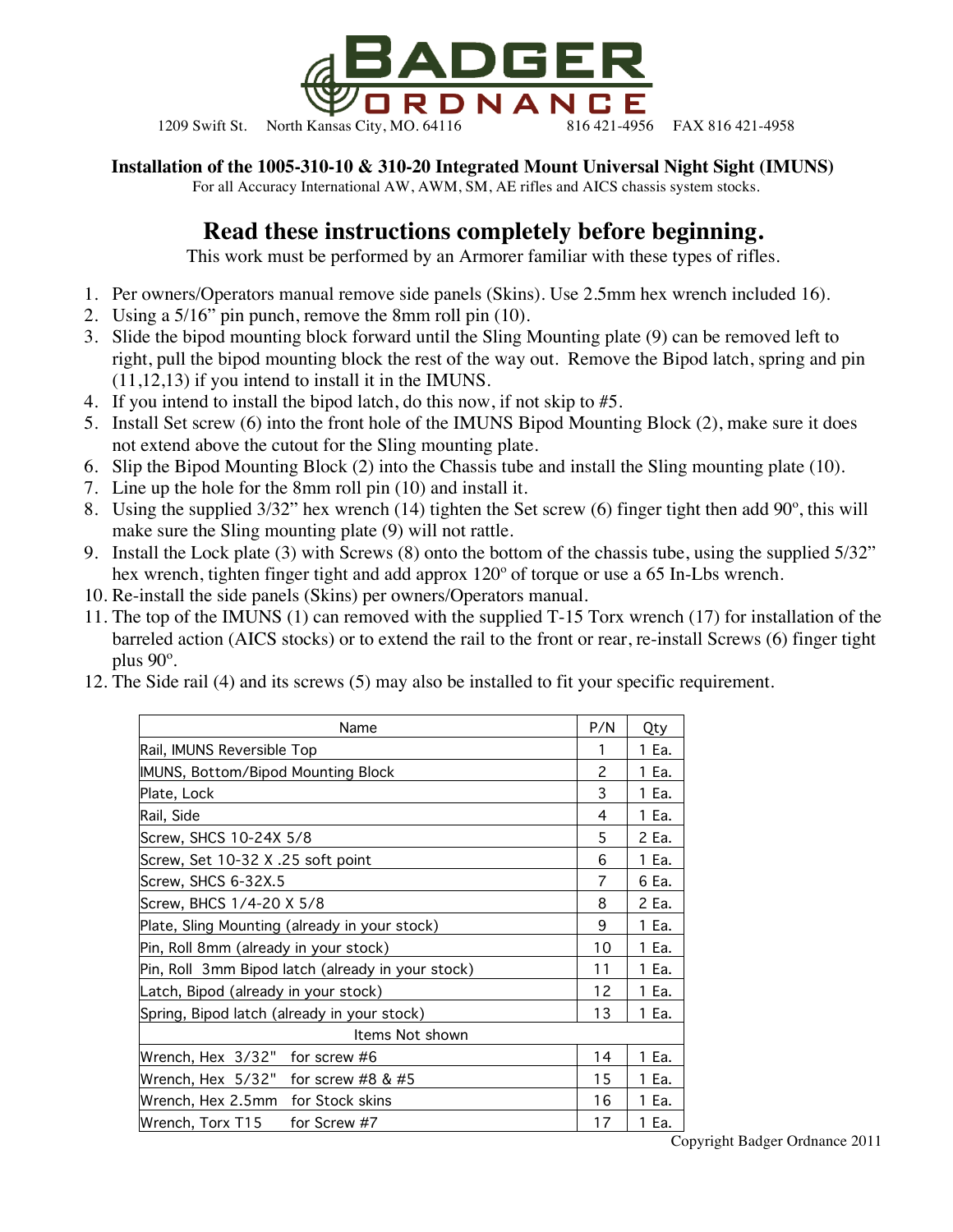# BADGER ORDNANCE

1209 Swift St. North Kansas City, MO. 64116 816 421-4956 FAX 816 421-4958

**Installation of the 1005-310-10 & 310-20 Integrated Mount Universal Night Sight (IMUNS)**

For all Accuracy International AW, AWM, SM, AE rifles and AICS chassis system stocks.

## Read these instructions completely before beginning.

This work must be performed by an Armorer familiar with these types of rifles.

1. Per owners/Operators manual remove side panels (Skins). Use 2.5mm hex wrench included 16).
2. Using a 5/16" pin punch, remove the 8mm roll pin (10).
3. Slide the bipod mounting block forward until the Sling Mounting plate (9) can be removed left to right, pull the bipod mounting block the rest of the way out. Remove the Bipod latch, spring and pin (11,12,13) if you intend to install it in the IMUNS.
4. If you intend to install the bipod latch, do this now, if not skip to #5.
5. Install Set screw (6) into the front hole of the IMUNS Bipod Mounting Block (2), make sure it does not extend above the cutout for the Sling mounting plate.
6. Slip the Bipod Mounting Block (2) into the Chassis tube and install the Sling mounting plate (10).
7. Line up the hole for the 8mm roll pin (10) and install it.
8. Using the supplied 3/32" hex wrench (14) tighten the Set screw (6) finger tight then add 90º, this will make sure the Sling mounting plate (9) will not rattle.
9. Install the Lock plate (3) with Screws (8) onto the bottom of the chassis tube, using the supplied 5/32" hex wrench, tighten finger tight and add approx 120º of torque or use a 65 In-Lbs wrench.
10. Re-install the side panels (Skins) per owners/Operators manual.
11. The top of the IMUNS (1) can removed with the supplied T-15 Torx wrench (17) for installation of the barreled action (AICS stocks) or to extend the rail to the front or rear, re-install Screws (6) finger tight plus 90º.
12. The Side rail (4) and its screws (5) may also be installed to fit your specific requirement.

| Name | P/N | Qty |
|---|---|---|
| Rail, IMUNS Reversible Top | 1 | 1 Ea. |
| IMUNS, Bottom/Bipod Mounting Block | 2 | 1 Ea. |
| Plate, Lock | 3 | 1 Ea. |
| Rail, Side | 4 | 1 Ea. |
| Screw, SHCS 10-24X 5/8 | 5 | 2 Ea. |
| Screw, Set 10-32 X .25 soft point | 6 | 1 Ea. |
| Screw, SHCS 6-32X.5 | 7 | 6 Ea. |
| Screw, BHCS 1/4-20 X 5/8 | 8 | 2 Ea. |
| Plate, Sling Mounting (already in your stock) | 9 | 1 Ea. |
| Pin, Roll 8mm (already in your stock) | 10 | 1 Ea. |
| Pin, Roll 3mm Bipod latch (already in your stock) | 11 | 1 Ea. |
| Latch, Bipod (already in your stock) | 12 | 1 Ea. |
| Spring, Bipod latch (already in your stock) | 13 | 1 Ea. |
| Items Not shown | | |
| Wrench, Hex 3/32" for screw #6 | 14 | 1 Ea. |
| Wrench, Hex 5/32" for screw #8 & #5 | 15 | 1 Ea. |
| Wrench, Hex 2.5mm for Stock skins | 16 | 1 Ea. |
| Wrench, Torx T15 for Screw #7 | 17 | 1 Ea. |

Copyright Badger Ordnance 2011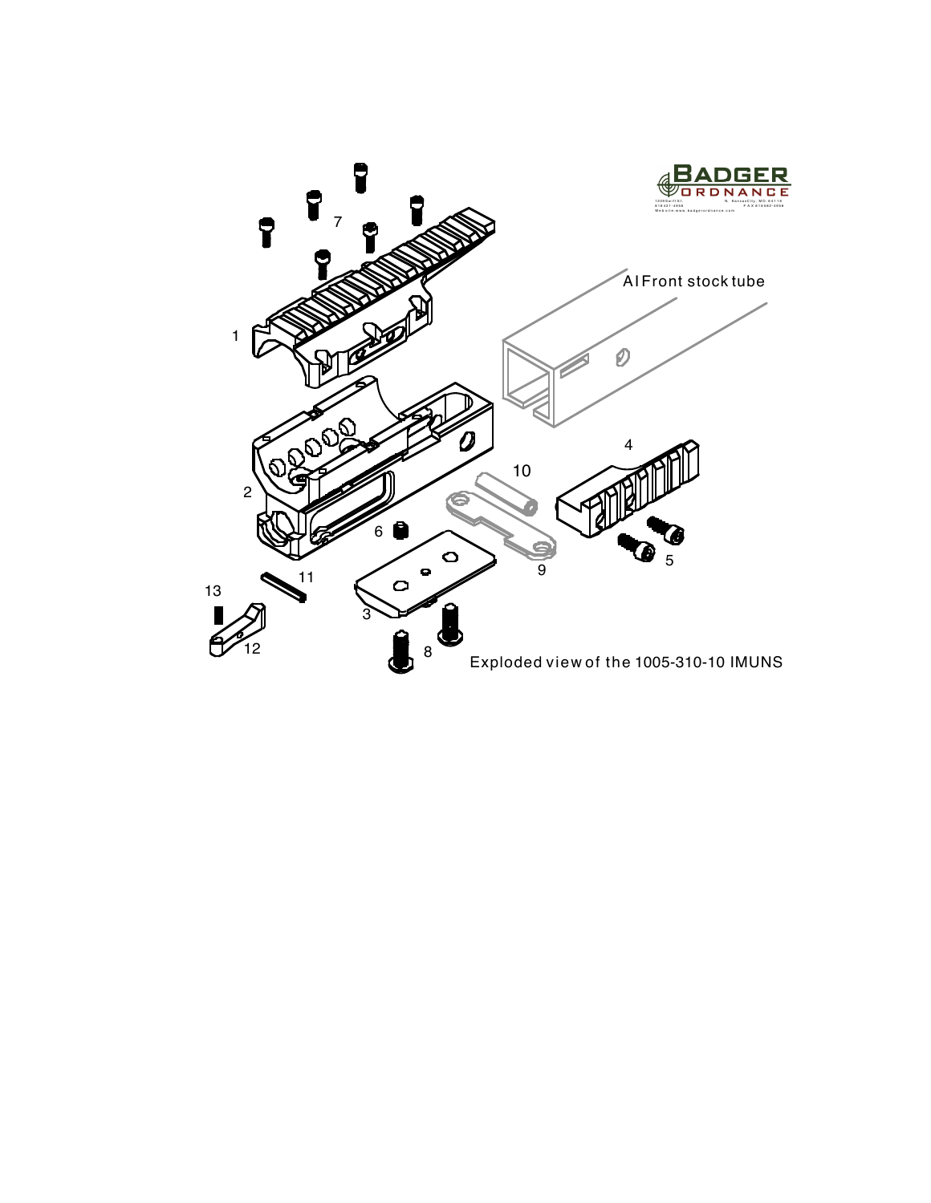BADGER ORDNANCE

AI Front stock tube

1

2

3

4

5

6

7

8

9

10

11

12

13

Exploded view of the 1005-310-10 IMUNS